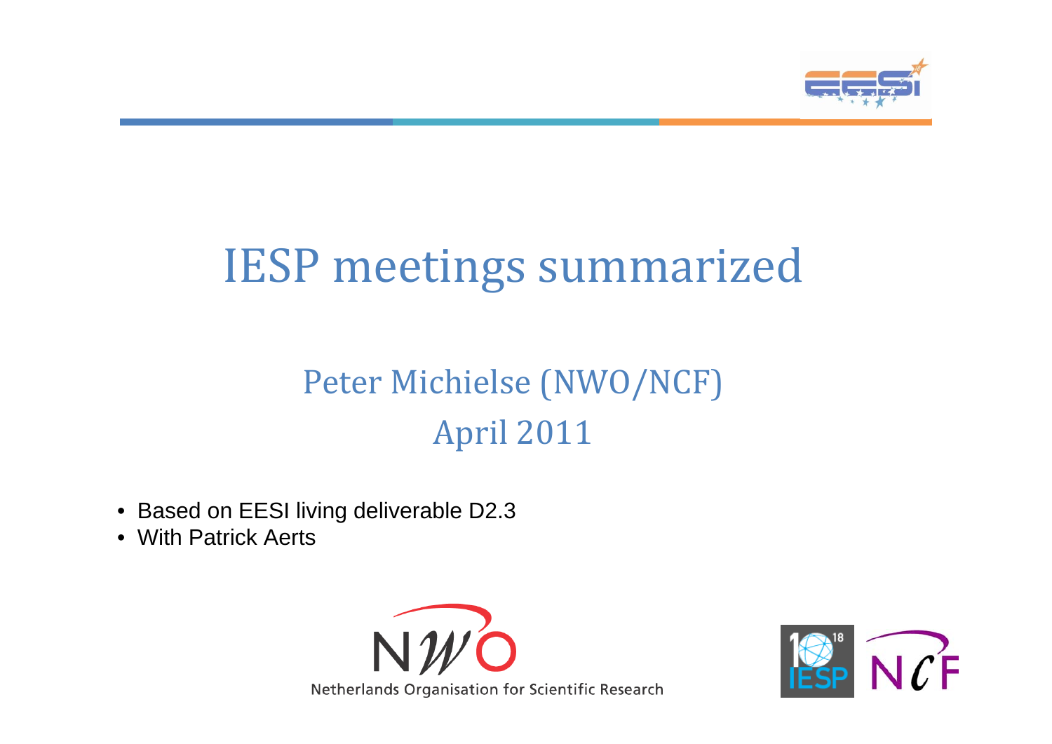# IESP meetings summarized

## Peter Michielse (NWO/NCF)

## April 2011

- Based on EESI living deliverable D2.3
- With Patrick Aerts

Netherlands Organisation for Scientific Research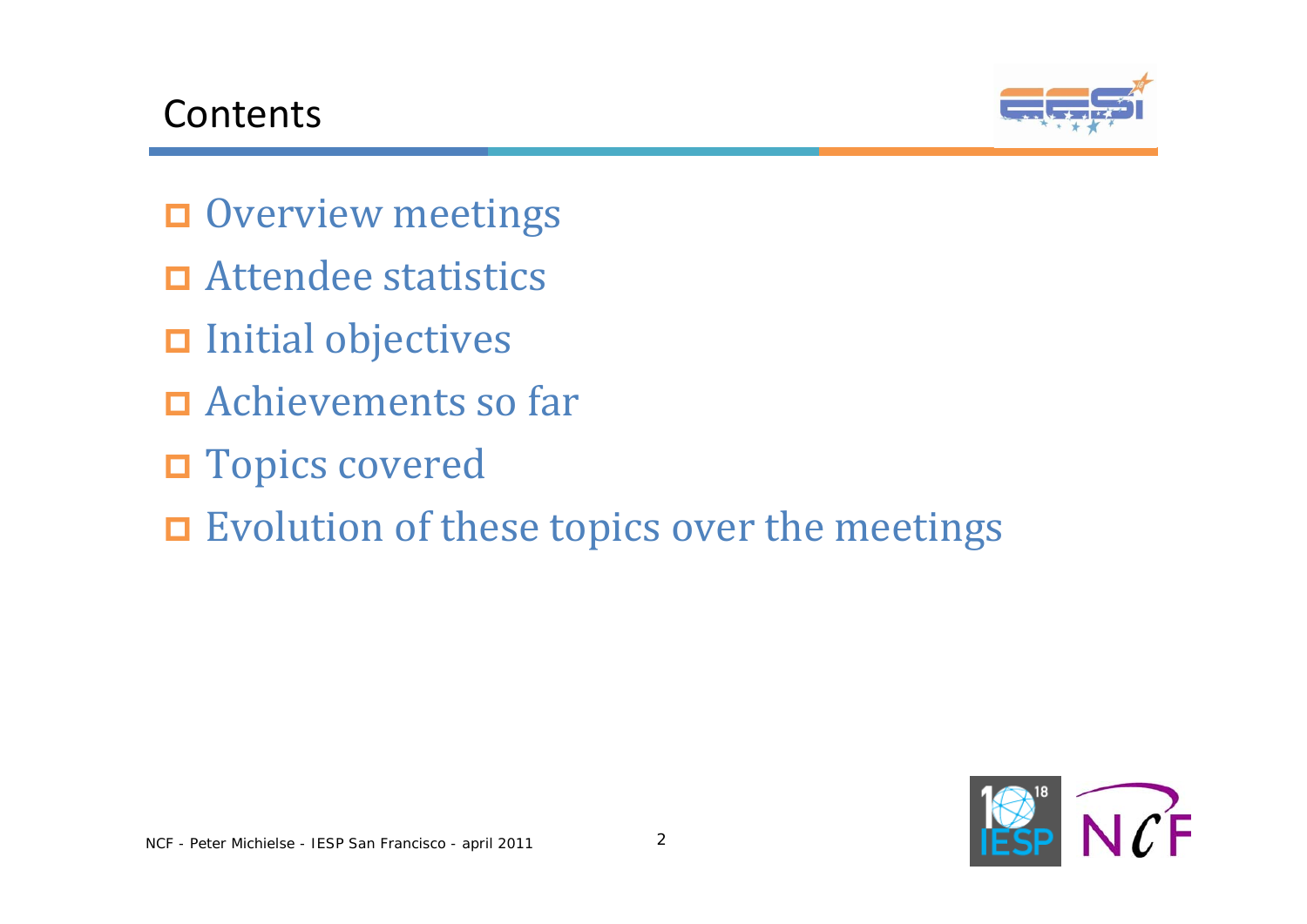# Contents

- Overview meetings
- Attendee statistics
- Initial objectives
- Achievements so far
- Topics covered
- Evolution of these topics over the meetings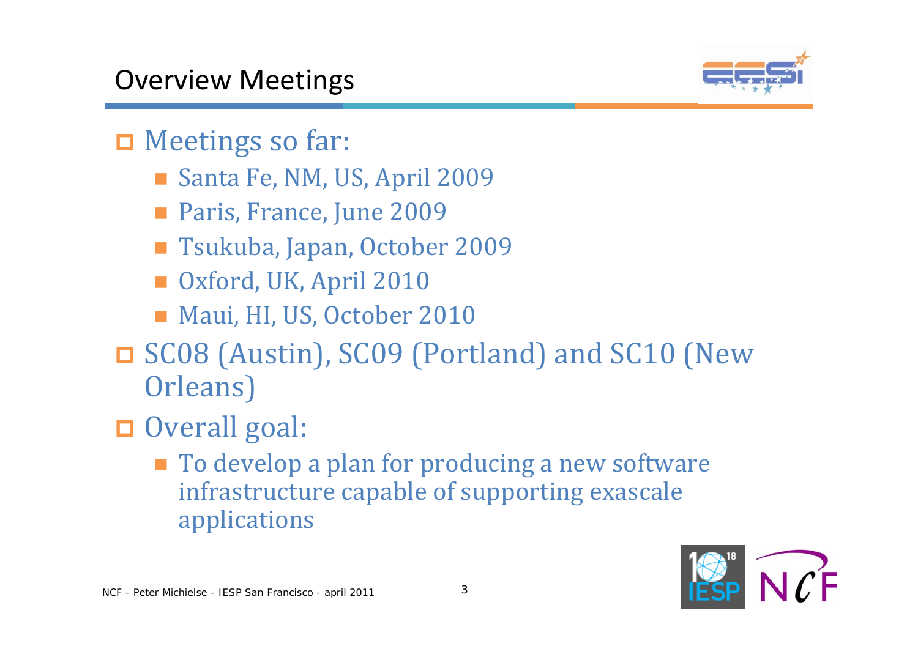# Overview Meetings

- Meetings so far:
  - Santa Fe, NM, US, April 2009
  - Paris, France, June 2009
  - Tsukuba, Japan, October 2009
  - Oxford, UK, April 2010
  - Maui, HI, US, October 2010
- SC08 (Austin), SC09 (Portland) and SC10 (New Orleans)
- Overall goal:
  - To develop a plan for producing a new software infrastructure capable of supporting exascale applications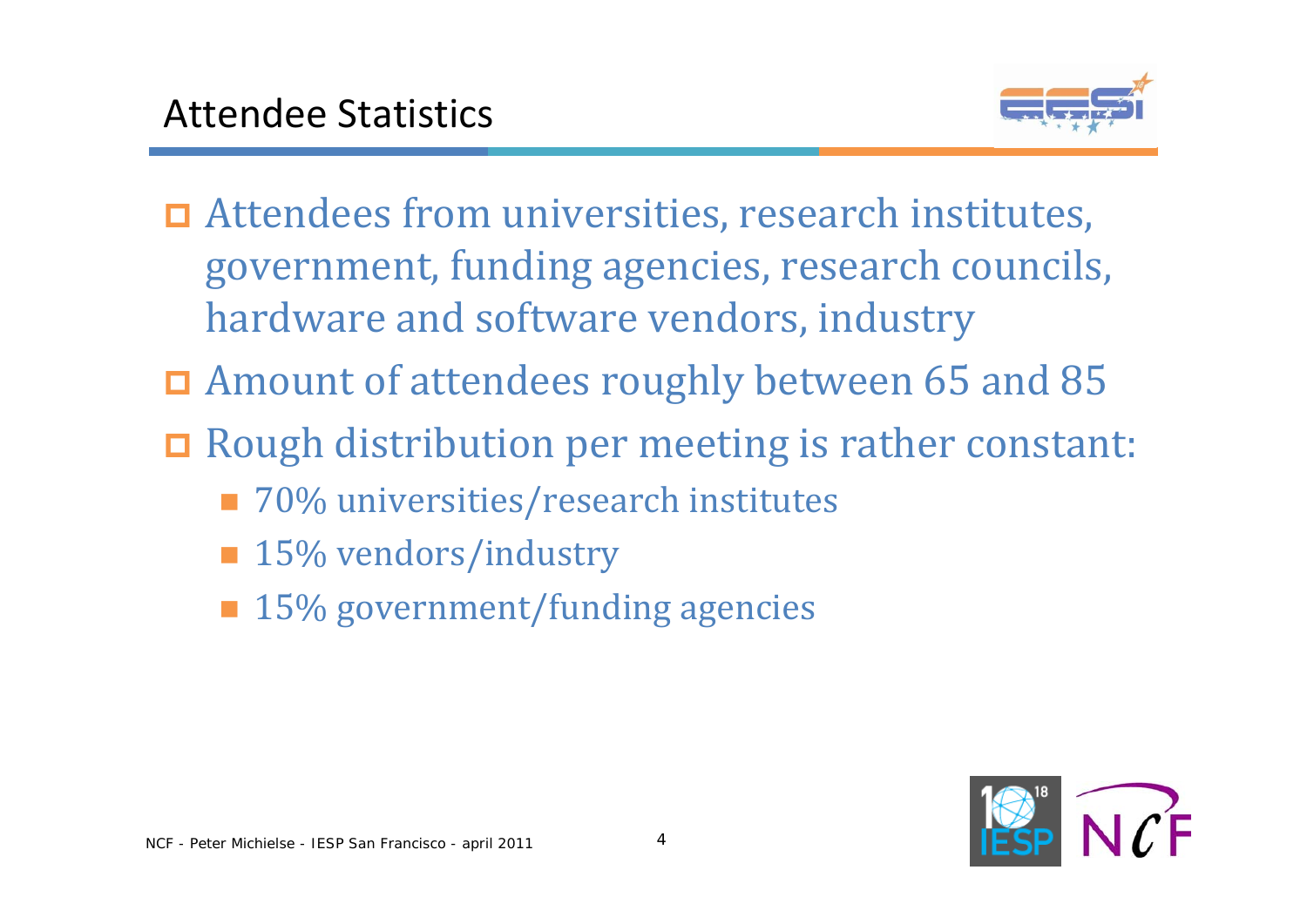# Attendee Statistics

- Attendees from universities, research institutes, government, funding agencies, research councils, hardware and software vendors, industry
- Amount of attendees roughly between 65 and 85
- Rough distribution per meeting is rather constant:
  - 70% universities/research institutes
  - 15% vendors/industry
  - 15% government/funding agencies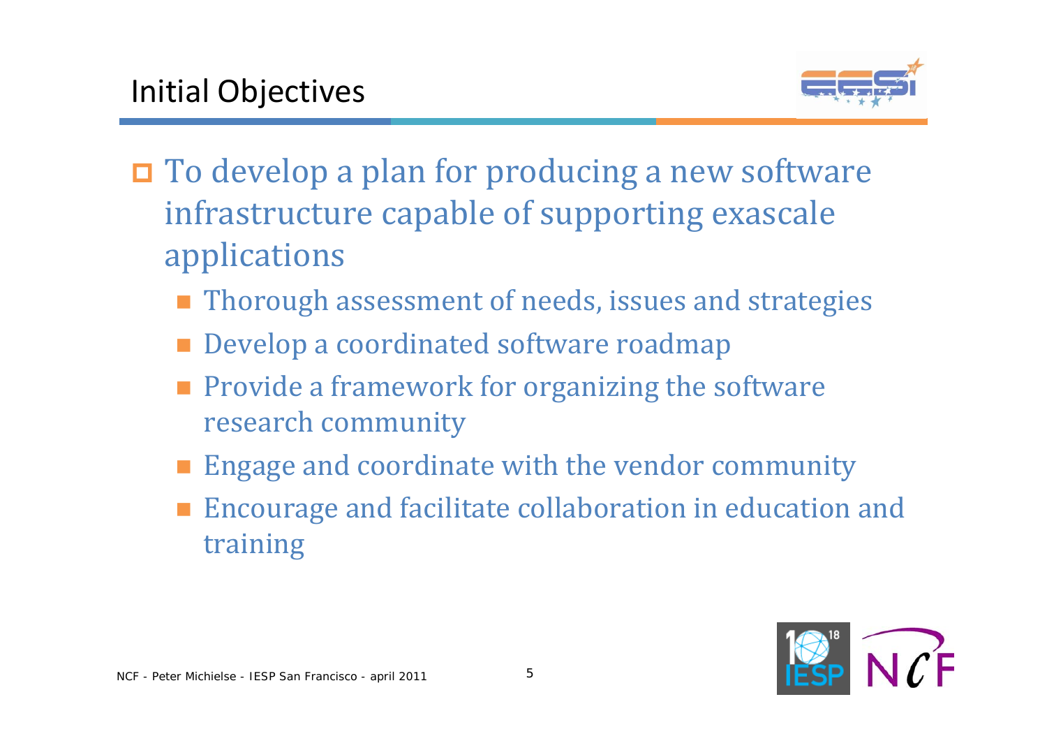# Initial Objectives

- To develop a plan for producing a new software infrastructure capable of supporting exascale applications
  - Thorough assessment of needs, issues and strategies
  - Develop a coordinated software roadmap
  - Provide a framework for organizing the software research community
  - Engage and coordinate with the vendor community
  - Encourage and facilitate collaboration in education and training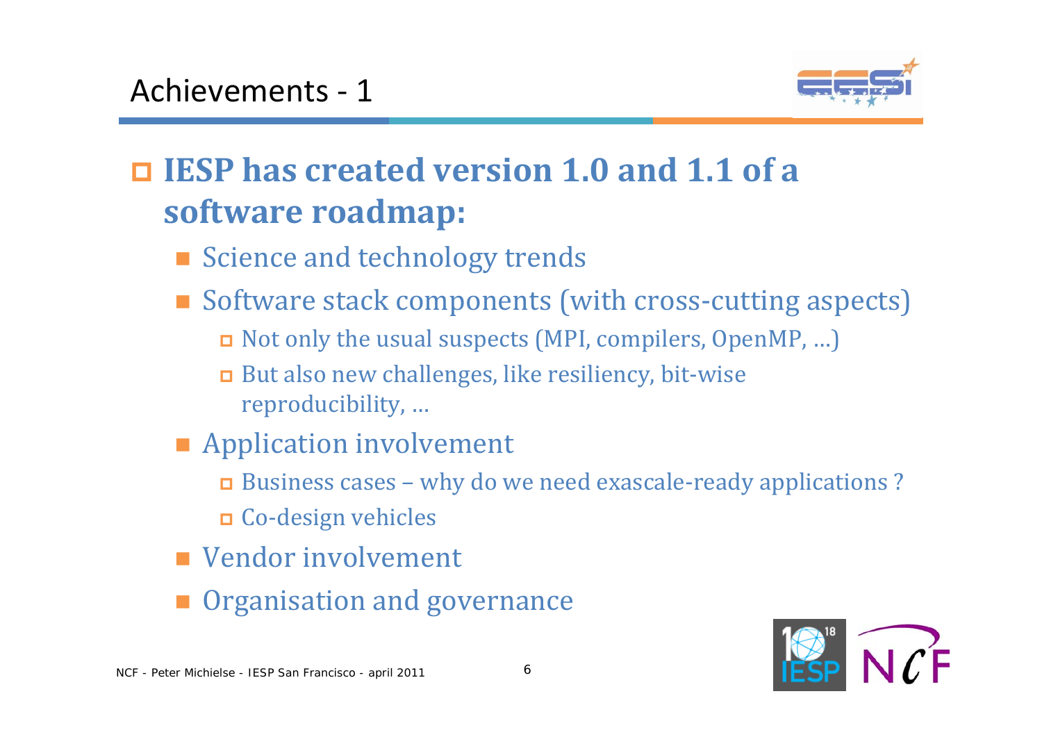# Achievements - 1

- **IESP has created version 1.0 and 1.1 of a software roadmap:**
  - Science and technology trends
  - Software stack components (with cross-cutting aspects)
    - Not only the usual suspects (MPI, compilers, OpenMP, …)
    - But also new challenges, like resiliency, bit-wise reproducibility, …
  - Application involvement
    - Business cases – why do we need exascale-ready applications ?
    - Co-design vehicles
  - Vendor involvement
  - Organisation and governance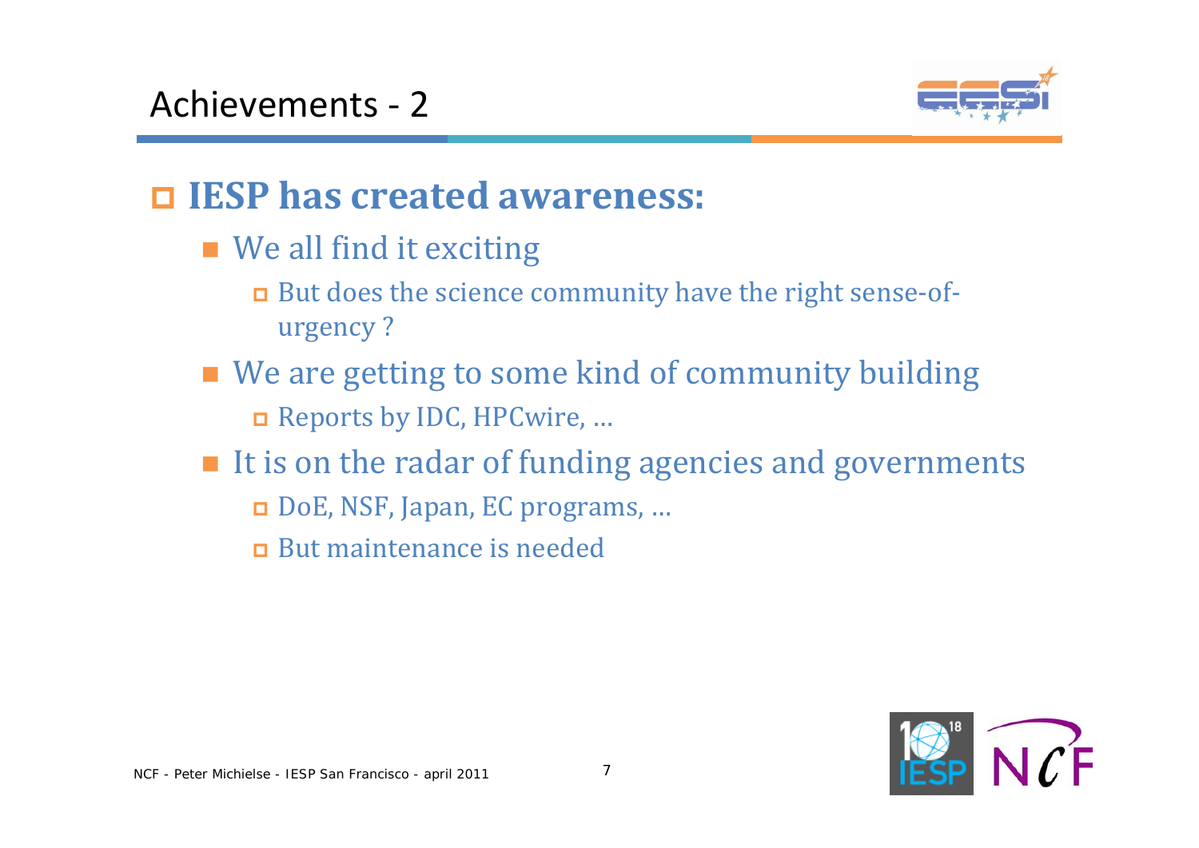# Achievements - 2

- **IESP has created awareness:**
  - We all find it exciting
    - But does the science community have the right sense-of-urgency ?
  - We are getting to some kind of community building
    - Reports by IDC, HPCwire, …
  - It is on the radar of funding agencies and governments
    - DoE, NSF, Japan, EC programs, …
    - But maintenance is needed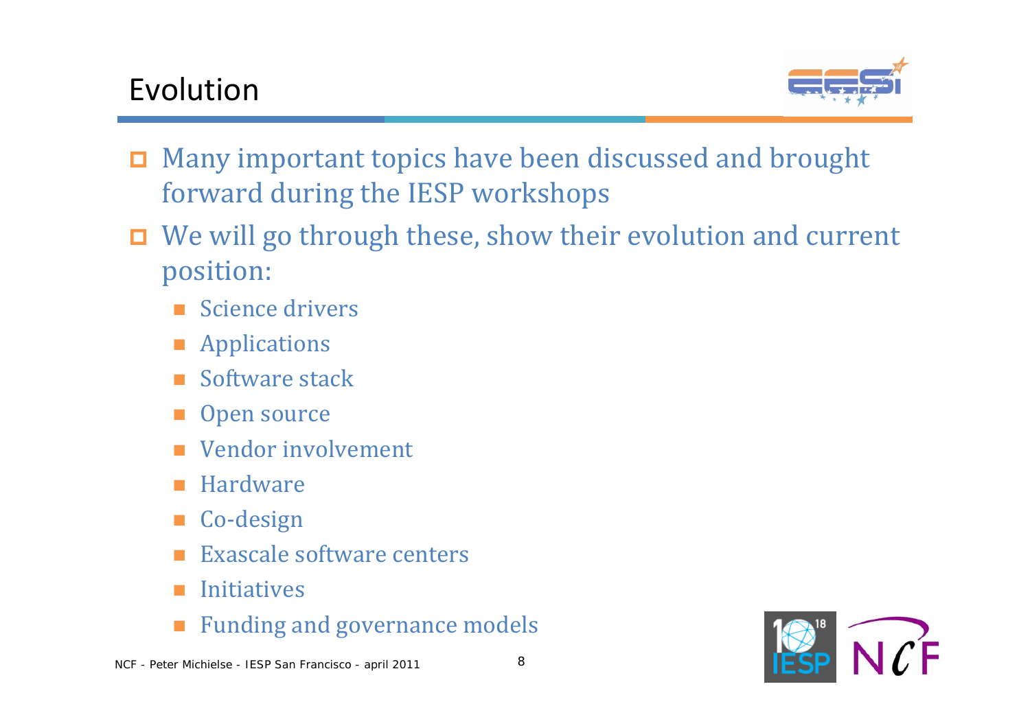# Evolution

- Many important topics have been discussed and brought forward during the IESP workshops
- We will go through these, show their evolution and current position:
  - Science drivers
  - Applications
  - Software stack
  - Open source
  - Vendor involvement
  - Hardware
  - Co-design
  - Exascale software centers
  - Initiatives
  - Funding and governance models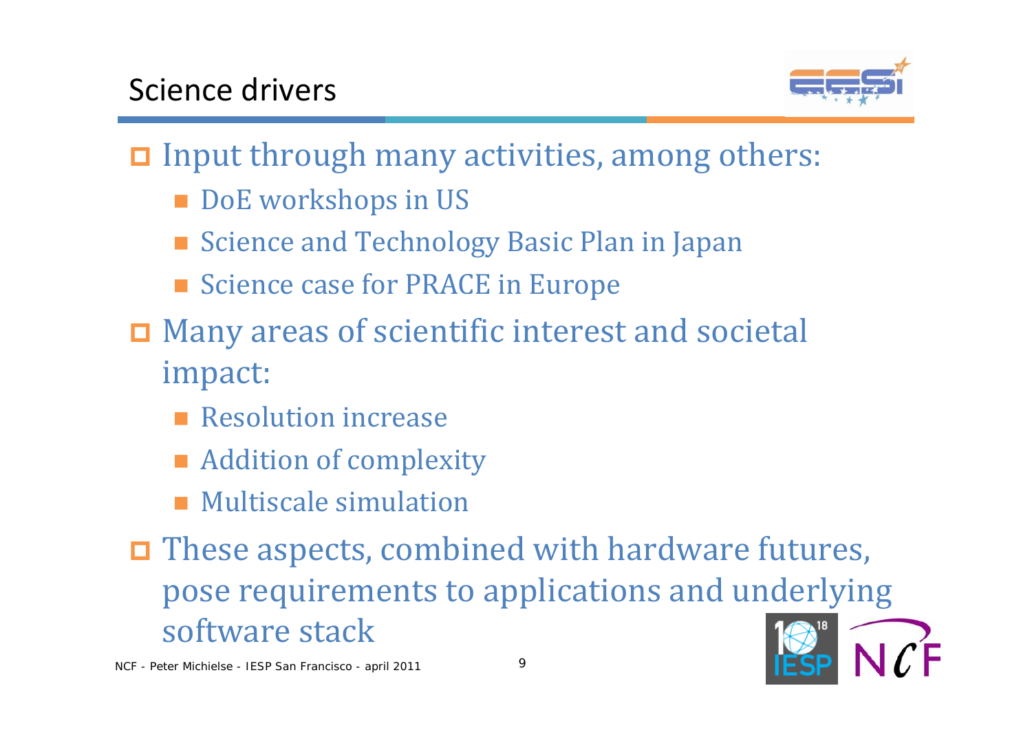# Science drivers

- Input through many activities, among others:
  - DoE workshops in US
  - Science and Technology Basic Plan in Japan
  - Science case for PRACE in Europe
- Many areas of scientific interest and societal impact:
  - Resolution increase
  - Addition of complexity
  - Multiscale simulation
- These aspects, combined with hardware futures, pose requirements to applications and underlying software stack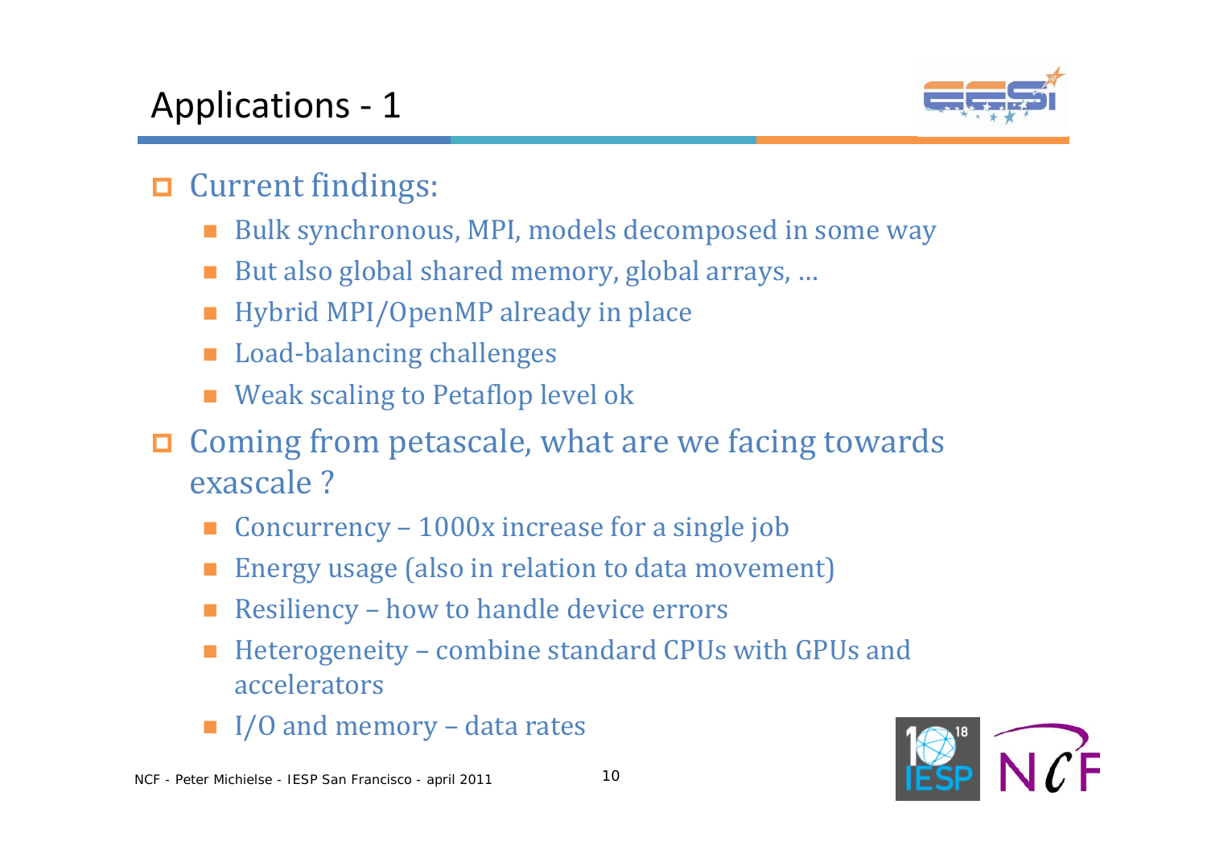# Applications - 1

- Current findings:
  - Bulk synchronous, MPI, models decomposed in some way
  - But also global shared memory, global arrays, …
  - Hybrid MPI/OpenMP already in place
  - Load-balancing challenges
  - Weak scaling to Petaflop level ok
- Coming from petascale, what are we facing towards exascale ?
  - Concurrency – 1000x increase for a single job
  - Energy usage (also in relation to data movement)
  - Resiliency – how to handle device errors
  - Heterogeneity – combine standard CPUs with GPUs and accelerators
  - I/O and memory – data rates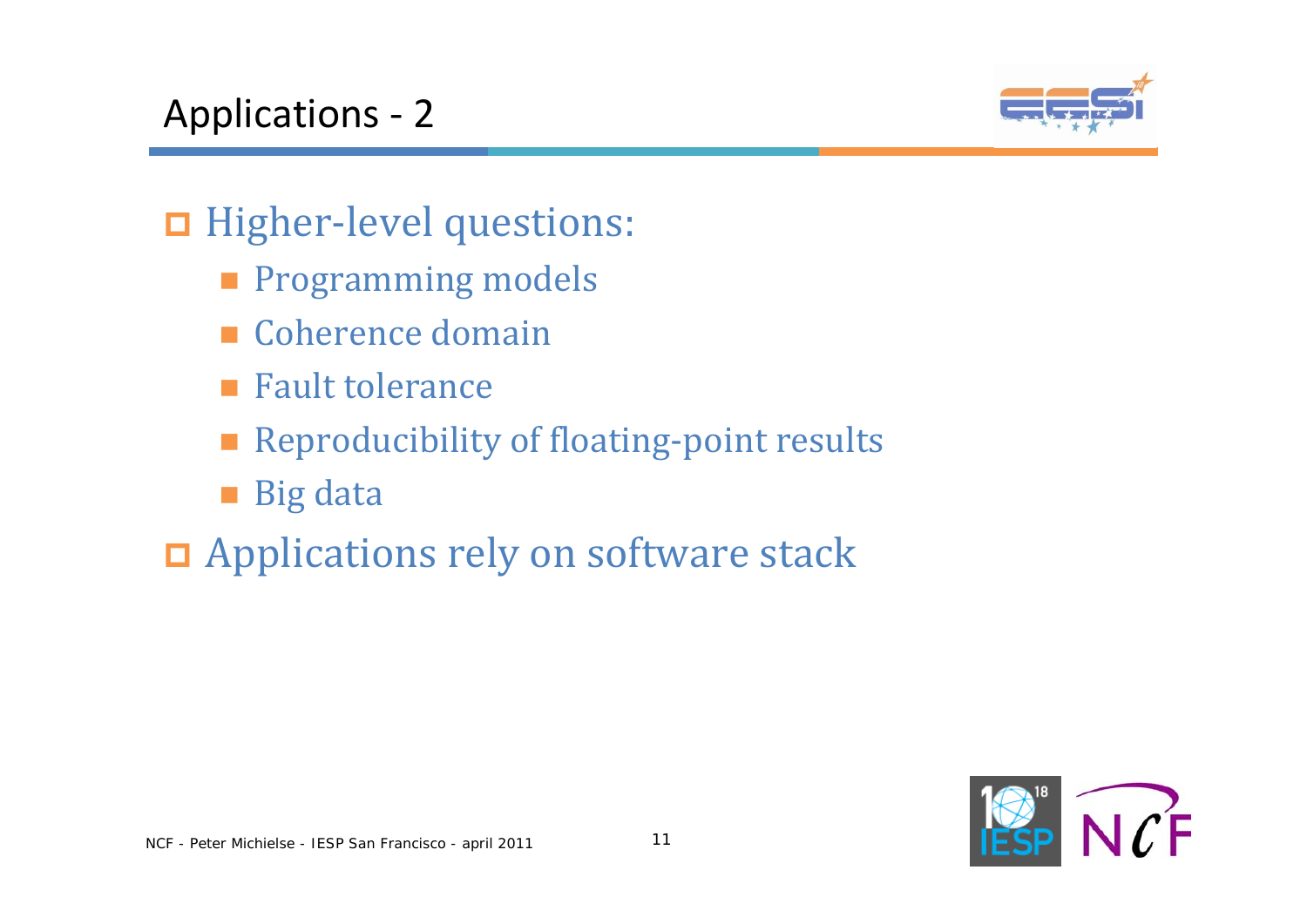# Applications - 2

- Higher-level questions:
  - Programming models
  - Coherence domain
  - Fault tolerance
  - Reproducibility of floating-point results
  - Big data
- Applications rely on software stack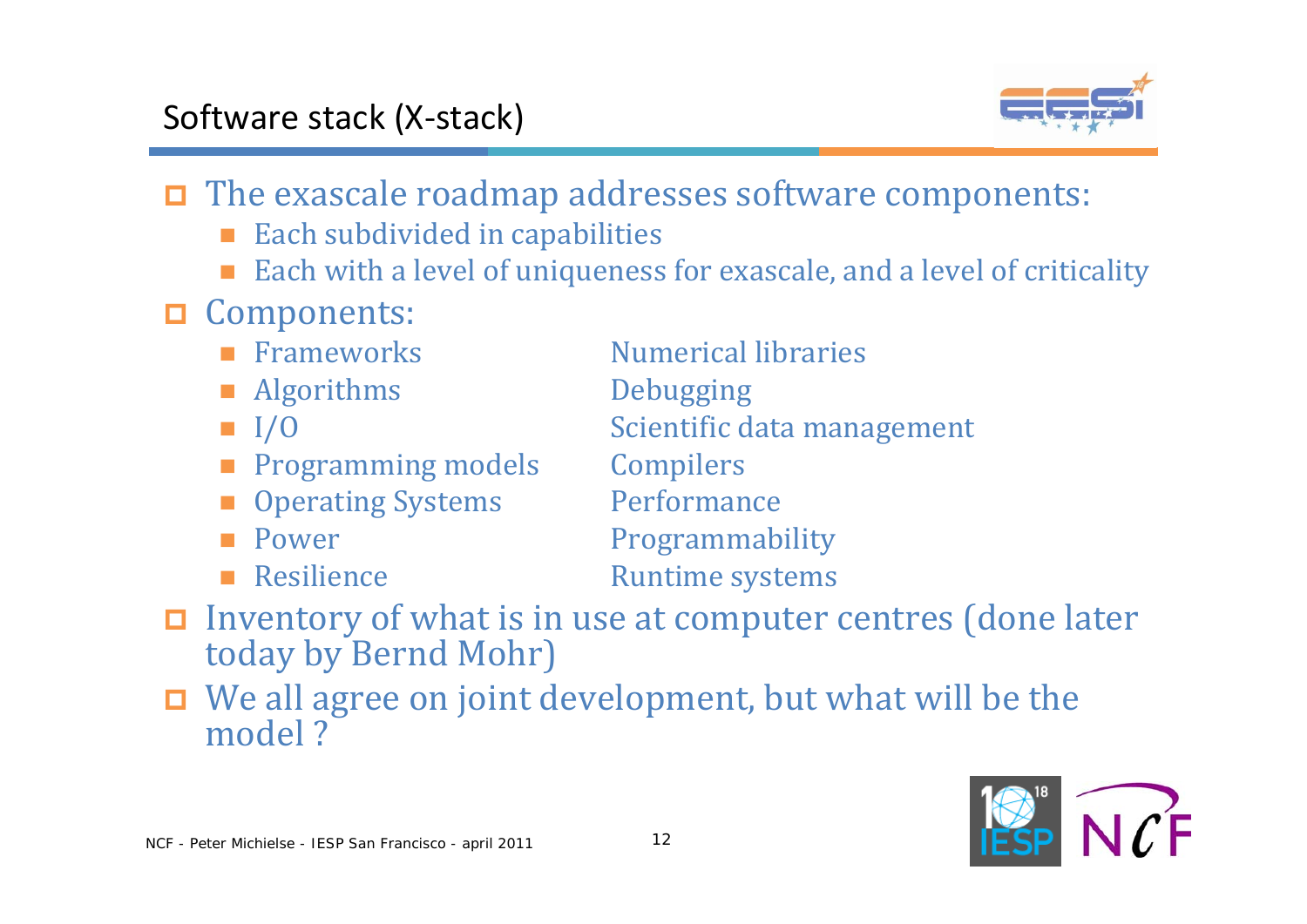## Software stack (X-stack)

- The exascale roadmap addresses software components:
  - Each subdivided in capabilities
  - Each with a level of uniqueness for exascale, and a level of criticality
- Components:
  - Frameworks
  - Algorithms
  - I/O
  - Programming models
  - Operating Systems
  - Power
  - Resilience
  - Numerical libraries
  - Debugging
  - Scientific data management
  - Compilers
  - Performance
  - Programmability
  - Runtime systems
- Inventory of what is in use at computer centres (done later today by Bernd Mohr)
- We all agree on joint development, but what will be the model ?

NCF - Peter Michielse - IESP San Francisco - april 2011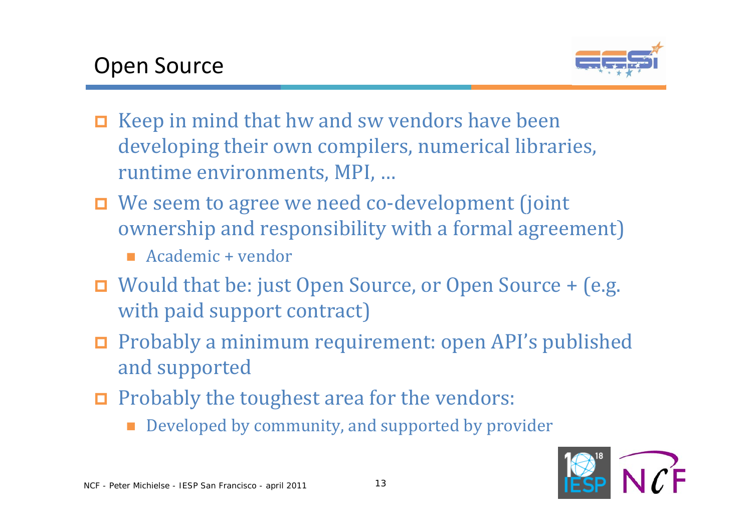# Open Source

- Keep in mind that hw and sw vendors have been developing their own compilers, numerical libraries, runtime environments, MPI, …
- We seem to agree we need co-development (joint ownership and responsibility with a formal agreement)
  - Academic + vendor
- Would that be: just Open Source, or Open Source + (e.g. with paid support contract)
- Probably a minimum requirement: open API's published and supported
- Probably the toughest area for the vendors:
  - Developed by community, and supported by provider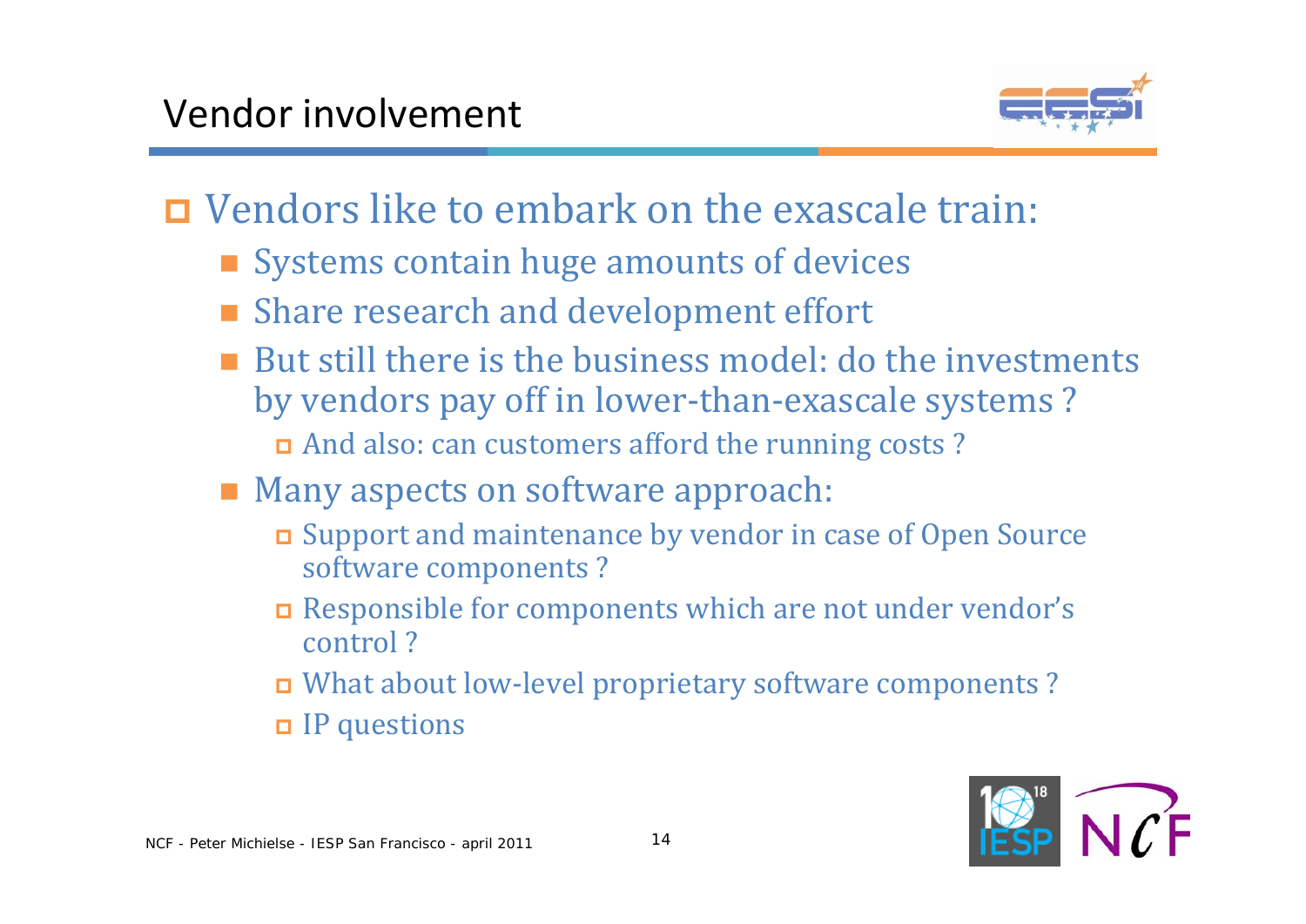# Vendor involvement

- Vendors like to embark on the exascale train:
  - Systems contain huge amounts of devices
  - Share research and development effort
  - But still there is the business model: do the investments by vendors pay off in lower-than-exascale systems ?
    - And also: can customers afford the running costs ?
  - Many aspects on software approach:
    - Support and maintenance by vendor in case of Open Source software components ?
    - Responsible for components which are not under vendor's control ?
    - What about low-level proprietary software components ?
    - IP questions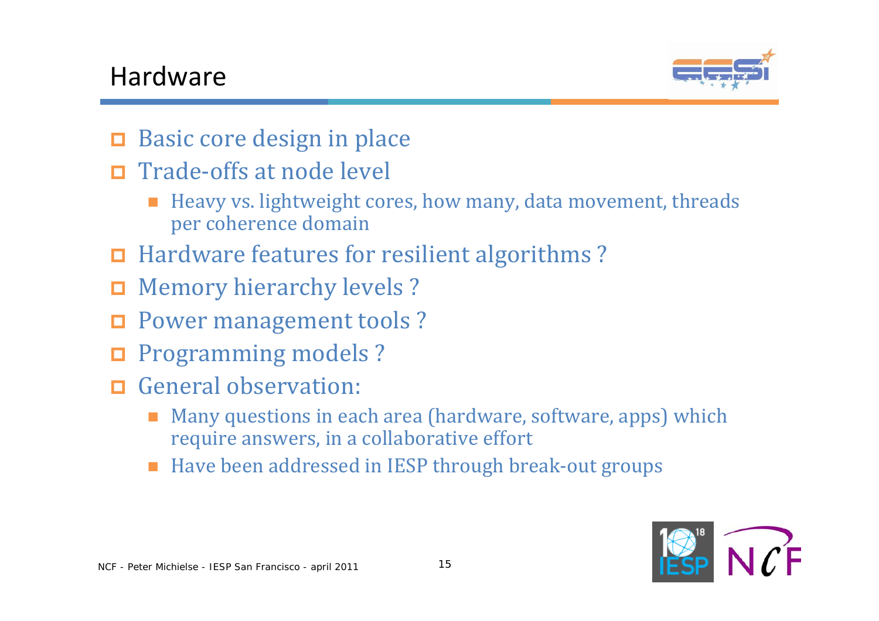# Hardware

- Basic core design in place
- Trade-offs at node level
  - Heavy vs. lightweight cores, how many, data movement, threads per coherence domain
- Hardware features for resilient algorithms ?
- Memory hierarchy levels ?
- Power management tools ?
- Programming models ?
- General observation:
  - Many questions in each area (hardware, software, apps) which require answers, in a collaborative effort
  - Have been addressed in IESP through break-out groups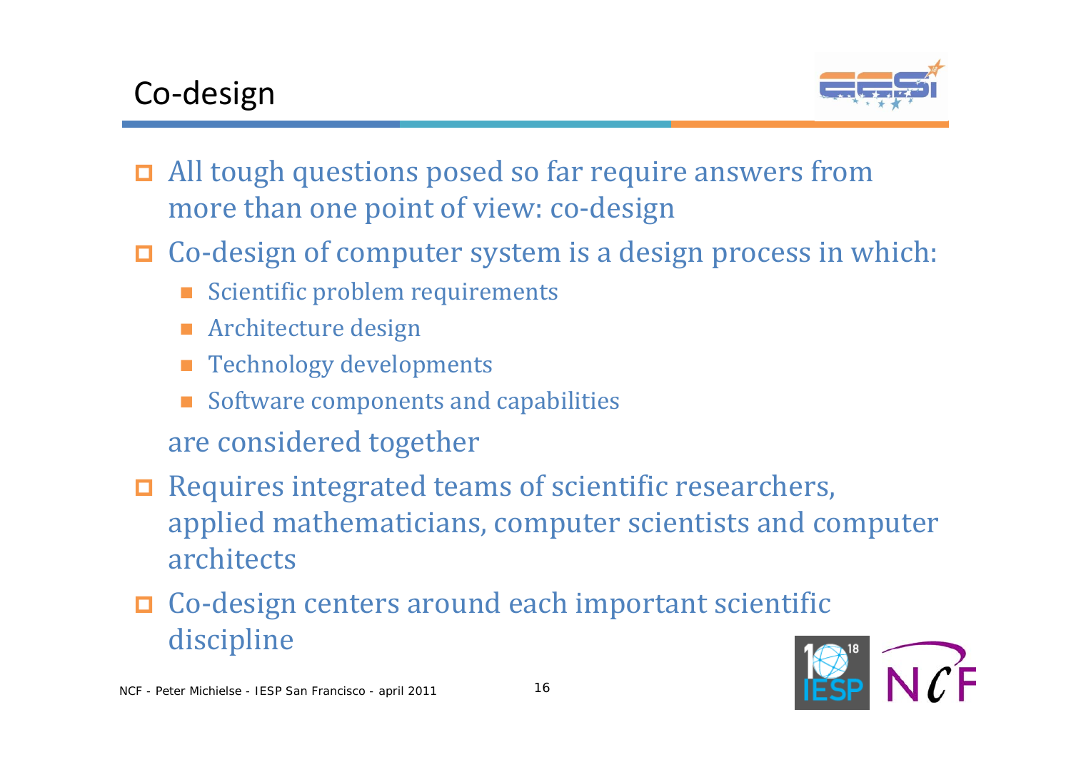# Co-design

- All tough questions posed so far require answers from more than one point of view: co-design
- Co-design of computer system is a design process in which:
  - Scientific problem requirements
  - Architecture design
  - Technology developments
  - Software components and capabilities

  are considered together
- Requires integrated teams of scientific researchers, applied mathematicians, computer scientists and computer architects
- Co-design centers around each important scientific discipline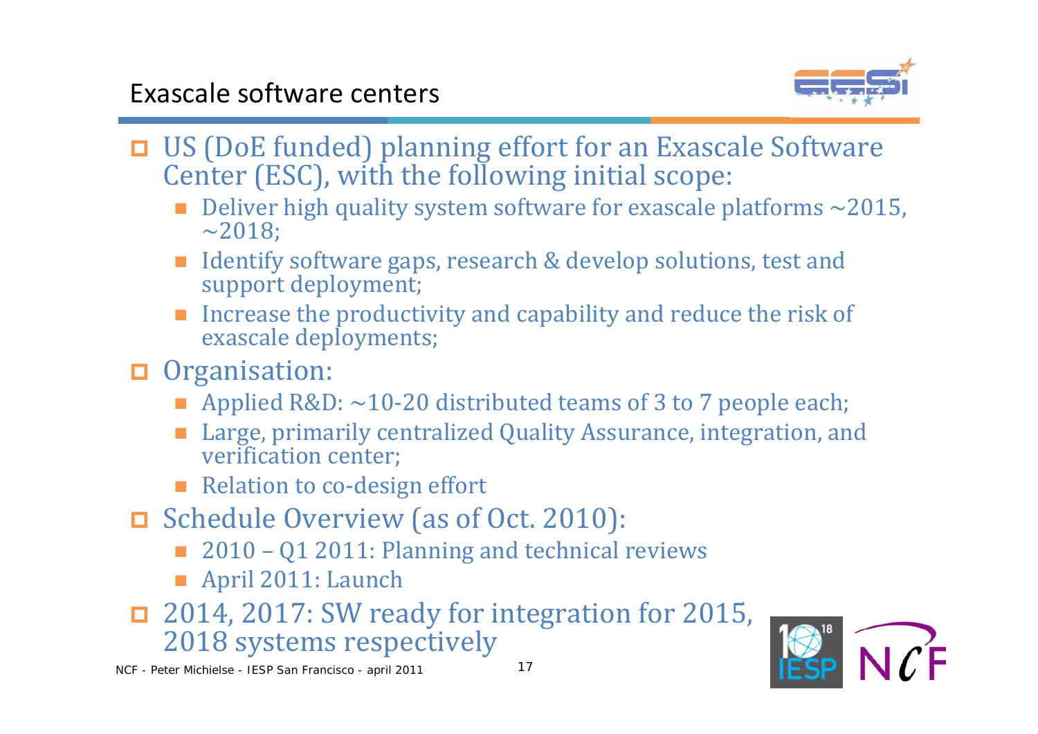## Exascale software centers

- US (DoE funded) planning effort for an Exascale Software Center (ESC), with the following initial scope:
  - Deliver high quality system software for exascale platforms ~2015, ~2018;
  - Identify software gaps, research & develop solutions, test and support deployment;
  - Increase the productivity and capability and reduce the risk of exascale deployments;
- Organisation:
  - Applied R&D: ~10-20 distributed teams of 3 to 7 people each;
  - Large, primarily centralized Quality Assurance, integration, and verification center;
  - Relation to co-design effort
- Schedule Overview (as of Oct. 2010):
  - 2010 – Q1 2011: Planning and technical reviews
  - April 2011: Launch
- 2014, 2017: SW ready for integration for 2015, 2018 systems respectively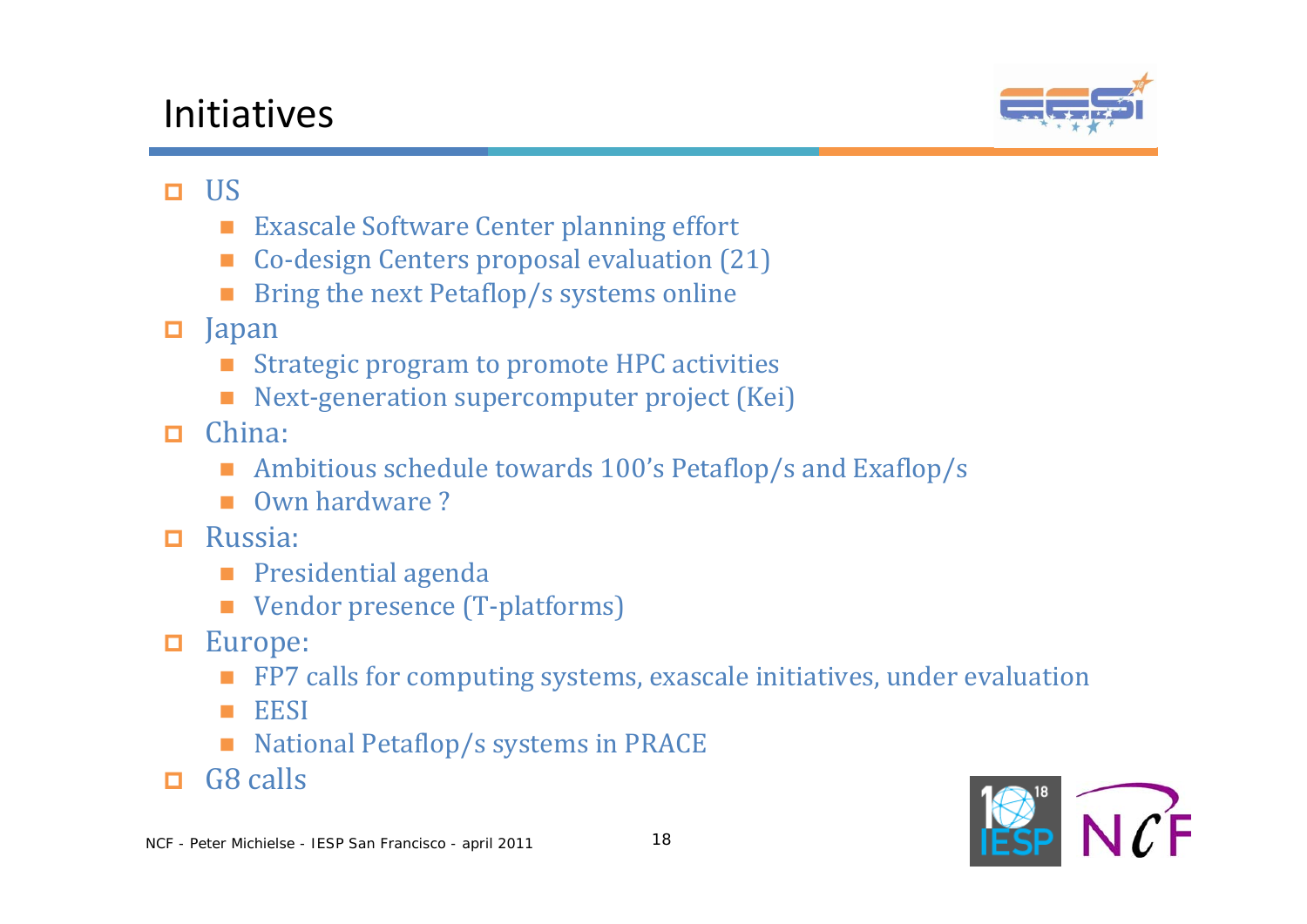# Initiatives

- US
  - Exascale Software Center planning effort
  - Co-design Centers proposal evaluation (21)
  - Bring the next Petaflop/s systems online
- Japan
  - Strategic program to promote HPC activities
  - Next-generation supercomputer project (Kei)
- China:
  - Ambitious schedule towards 100's Petaflop/s and Exaflop/s
  - Own hardware ?
- Russia:
  - Presidential agenda
  - Vendor presence (T-platforms)
- Europe:
  - FP7 calls for computing systems, exascale initiatives, under evaluation
  - EESI
  - National Petaflop/s systems in PRACE
- G8 calls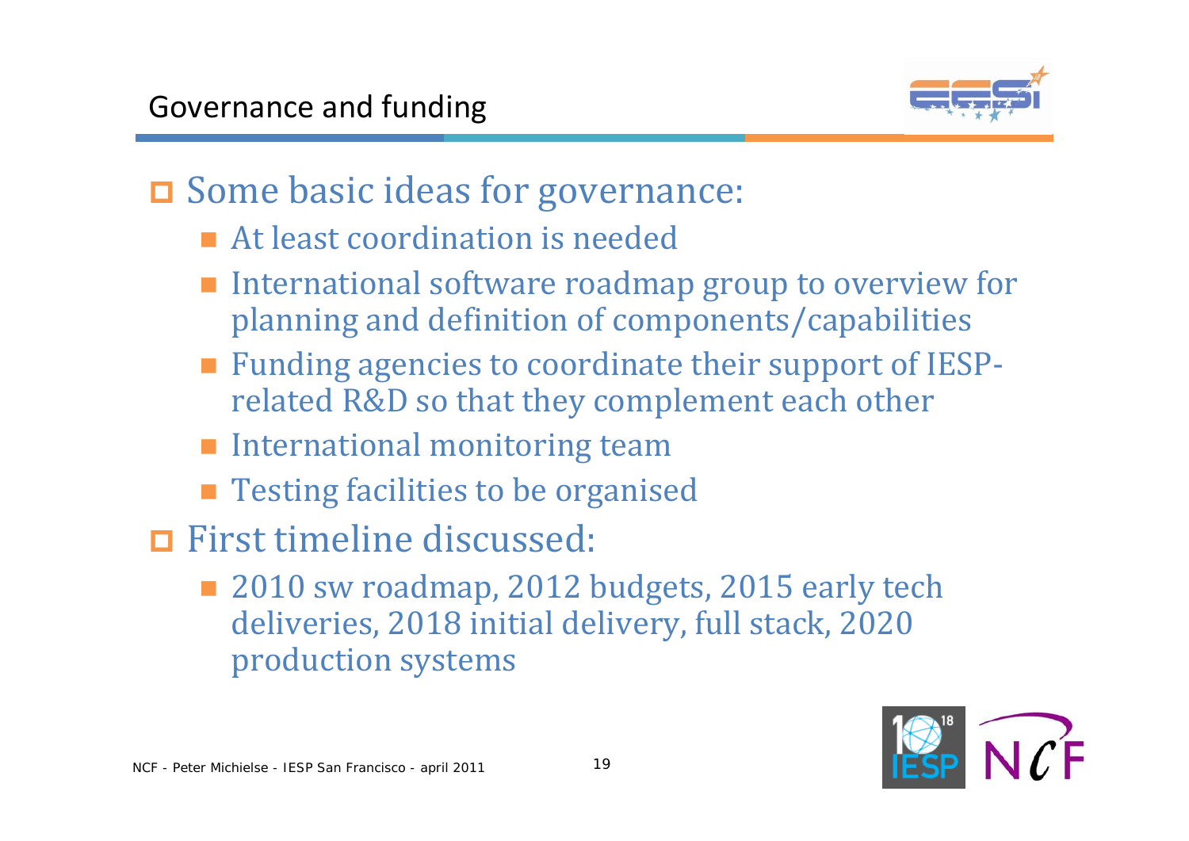## Governance and funding

- Some basic ideas for governance:
  - At least coordination is needed
  - International software roadmap group to overview for planning and definition of components/capabilities
  - Funding agencies to coordinate their support of IESP-related R&D so that they complement each other
  - International monitoring team
  - Testing facilities to be organised
- First timeline discussed:
  - 2010 sw roadmap, 2012 budgets, 2015 early tech deliveries, 2018 initial delivery, full stack, 2020 production systems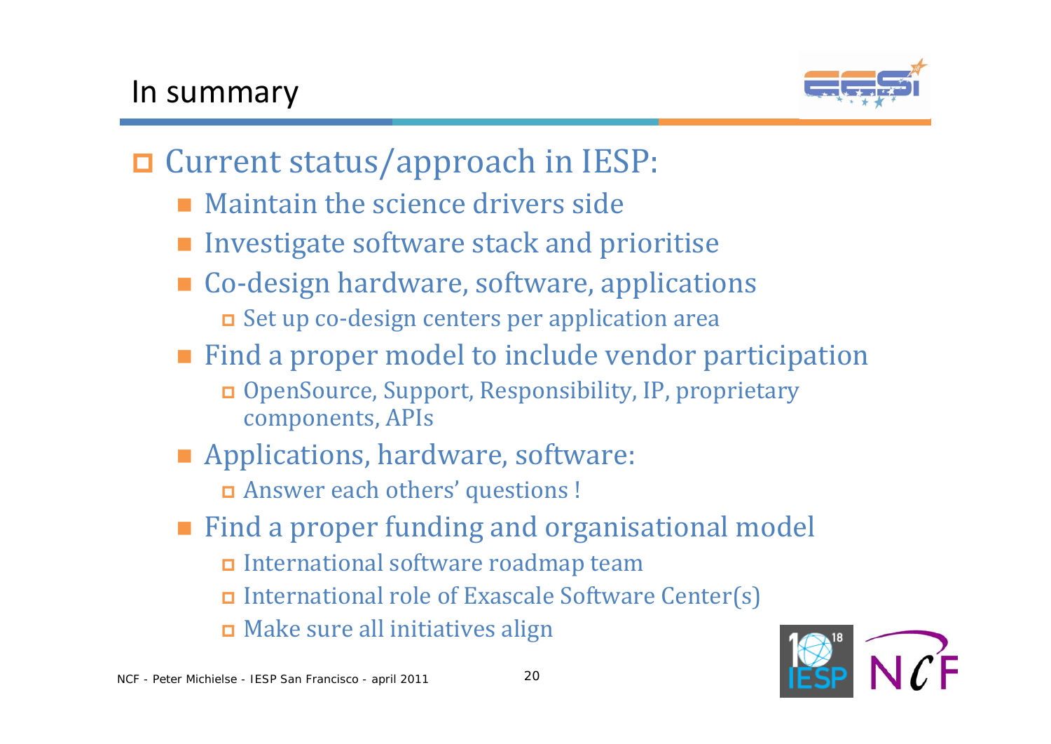# In summary

- Current status/approach in IESP:
  - Maintain the science drivers side
  - Investigate software stack and prioritise
  - Co-design hardware, software, applications
    - Set up co-design centers per application area
  - Find a proper model to include vendor participation
    - OpenSource, Support, Responsibility, IP, proprietary components, APIs
  - Applications, hardware, software:
    - Answer each others' questions !
  - Find a proper funding and organisational model
    - International software roadmap team
    - International role of Exascale Software Center(s)
    - Make sure all initiatives align

NCF - Peter Michielse - IESP San Francisco - april 2011